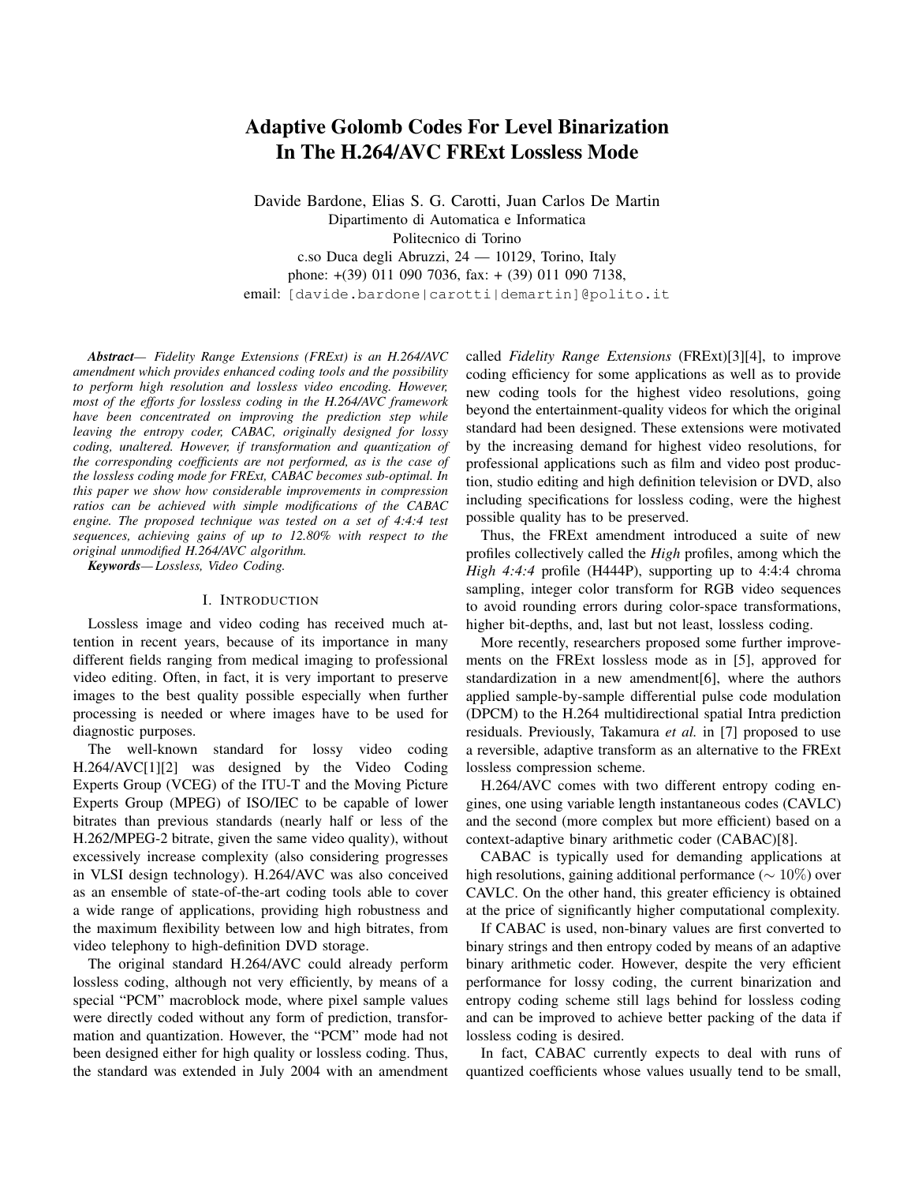# Adaptive Golomb Codes For Level Binarization In The H.264/AVC FRExt Lossless Mode

Davide Bardone, Elias S. G. Carotti, Juan Carlos De Martin
Dipartimento di Automatica e Informatica
Politecnico di Torino
c.so Duca degli Abruzzi, 24 — 10129, Torino, Italy
phone: +(39) 011 090 7036, fax: + (39) 011 090 7138,
email: [davide.bardone|carotti|demartin]@polito.it

***Abstract*— *Fidelity Range Extensions (FRExt) is an H.264/AVC amendment which provides enhanced coding tools and the possibility to perform high resolution and lossless video encoding. However, most of the efforts for lossless coding in the H.264/AVC framework have been concentrated on improving the prediction step while leaving the entropy coder, CABAC, originally designed for lossy coding, unaltered. However, if transformation and quantization of the corresponding coefficients are not performed, as is the case of the lossless coding mode for FRExt, CABAC becomes sub-optimal. In this paper we show how considerable improvements in compression ratios can be achieved with simple modifications of the CABAC engine. The proposed technique was tested on a set of 4:4:4 test sequences, achieving gains of up to 12.80% with respect to the original unmodified H.264/AVC algorithm.***

***Keywords*— *Lossless, Video Coding.***

## I. Introduction

Lossless image and video coding has received much attention in recent years, because of its importance in many different fields ranging from medical imaging to professional video editing. Often, in fact, it is very important to preserve images to the best quality possible especially when further processing is needed or where images have to be used for diagnostic purposes.

The well-known standard for lossy video coding H.264/AVC[1][2] was designed by the Video Coding Experts Group (VCEG) of the ITU-T and the Moving Picture Experts Group (MPEG) of ISO/IEC to be capable of lower bitrates than previous standards (nearly half or less of the H.262/MPEG-2 bitrate, given the same video quality), without excessively increase complexity (also considering progresses in VLSI design technology). H.264/AVC was also conceived as an ensemble of state-of-the-art coding tools able to cover a wide range of applications, providing high robustness and the maximum flexibility between low and high bitrates, from video telephony to high-definition DVD storage.

The original standard H.264/AVC could already perform lossless coding, although not very efficiently, by means of a special "PCM" macroblock mode, where pixel sample values were directly coded without any form of prediction, transformation and quantization. However, the "PCM" mode had not been designed either for high quality or lossless coding. Thus, the standard was extended in July 2004 with an amendment called *Fidelity Range Extensions* (FRExt)[3][4], to improve coding efficiency for some applications as well as to provide new coding tools for the highest video resolutions, going beyond the entertainment-quality videos for which the original standard had been designed. These extensions were motivated by the increasing demand for highest video resolutions, for professional applications such as film and video post production, studio editing and high definition television or DVD, also including specifications for lossless coding, were the highest possible quality has to be preserved.

Thus, the FRExt amendment introduced a suite of new profiles collectively called the *High* profiles, among which the *High 4:4:4* profile (H444P), supporting up to 4:4:4 chroma sampling, integer color transform for RGB video sequences to avoid rounding errors during color-space transformations, higher bit-depths, and, last but not least, lossless coding.

More recently, researchers proposed some further improvements on the FRExt lossless mode as in [5], approved for standardization in a new amendment[6], where the authors applied sample-by-sample differential pulse code modulation (DPCM) to the H.264 multidirectional spatial Intra prediction residuals. Previously, Takamura *et al.* in [7] proposed to use a reversible, adaptive transform as an alternative to the FRExt lossless compression scheme.

H.264/AVC comes with two different entropy coding engines, one using variable length instantaneous codes (CAVLC) and the second (more complex but more efficient) based on a context-adaptive binary arithmetic coder (CABAC)[8].

CABAC is typically used for demanding applications at high resolutions, gaining additional performance ($\sim 10\%$) over CAVLC. On the other hand, this greater efficiency is obtained at the price of significantly higher computational complexity.

If CABAC is used, non-binary values are first converted to binary strings and then entropy coded by means of an adaptive binary arithmetic coder. However, despite the very efficient performance for lossy coding, the current binarization and entropy coding scheme still lags behind for lossless coding and can be improved to achieve better packing of the data if lossless coding is desired.

In fact, CABAC currently expects to deal with runs of quantized coefficients whose values usually tend to be small,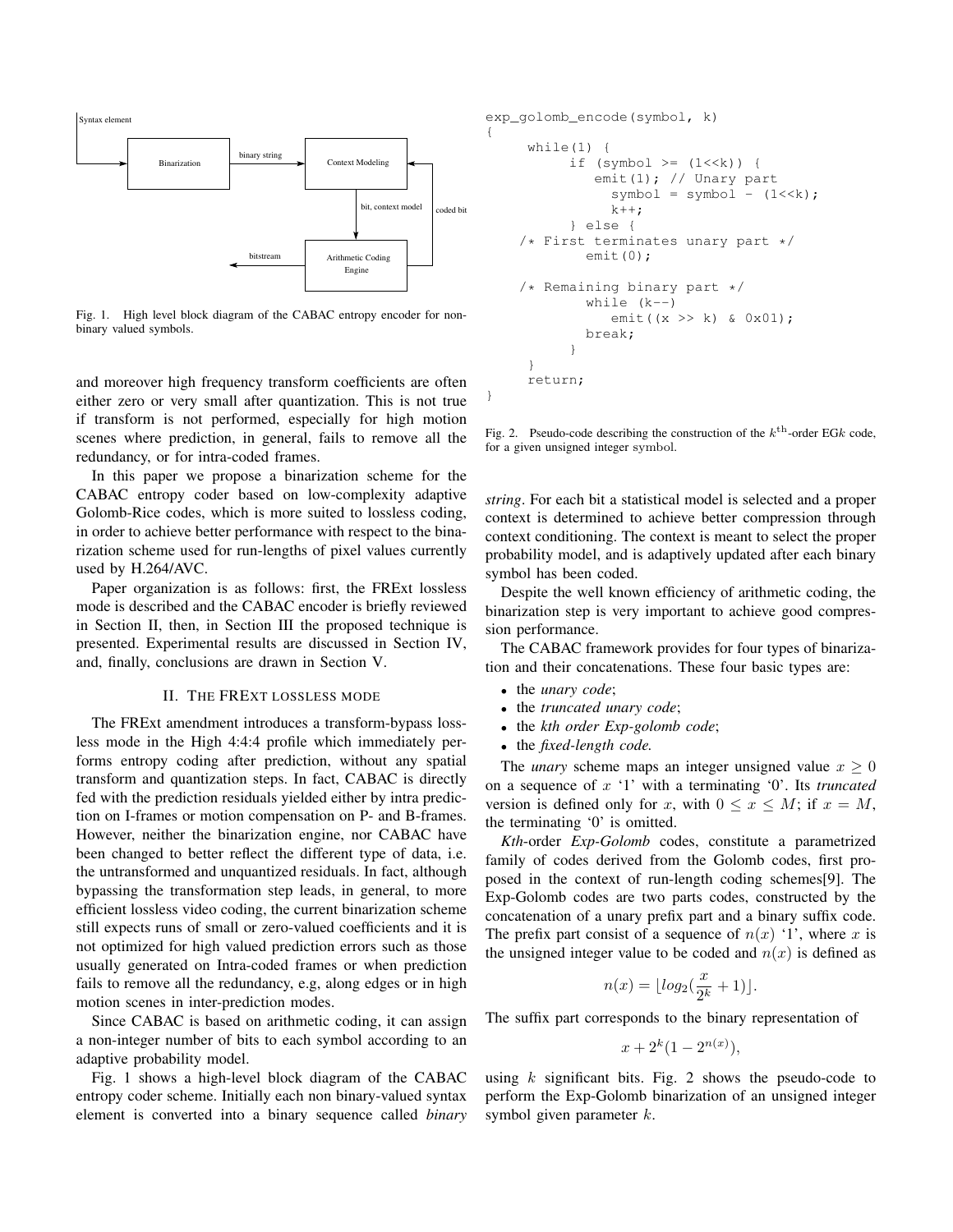Syntax element

Binarization

binary string

Context Modeling

bit, context model

coded bit

Arithmetic Coding Engine

bitstream

Fig. 1. High level block diagram of the CABAC entropy encoder for non-binary valued symbols.

and moreover high frequency transform coefficients are often either zero or very small after quantization. This is not true if transform is not performed, especially for high motion scenes where prediction, in general, fails to remove all the redundancy, or for intra-coded frames.

In this paper we propose a binarization scheme for the CABAC entropy coder based on low-complexity adaptive Golomb-Rice codes, which is more suited to lossless coding, in order to achieve better performance with respect to the binarization scheme used for run-lengths of pixel values currently used by H.264/AVC.

Paper organization is as follows: first, the FRExt lossless mode is described and the CABAC encoder is briefly reviewed in Section II, then, in Section III the proposed technique is presented. Experimental results are discussed in Section IV, and, finally, conclusions are drawn in Section V.

## II. The FRExt lossless mode

The FRExt amendment introduces a transform-bypass lossless mode in the High 4:4:4 profile which immediately performs entropy coding after prediction, without any spatial transform and quantization steps. In fact, CABAC is directly fed with the prediction residuals yielded either by intra prediction on I-frames or motion compensation on P- and B-frames. However, neither the binarization engine, nor CABAC have been changed to better reflect the different type of data, i.e. the untransformed and unquantized residuals. In fact, although bypassing the transformation step leads, in general, to more efficient lossless video coding, the current binarization scheme still expects runs of small or zero-valued coefficients and it is not optimized for high valued prediction errors such as those usually generated on Intra-coded frames or when prediction fails to remove all the redundancy, e.g, along edges or in high motion scenes in inter-prediction modes.

Since CABAC is based on arithmetic coding, it can assign a non-integer number of bits to each symbol according to an adaptive probability model.

Fig. 1 shows a high-level block diagram of the CABAC entropy coder scheme. Initially each non binary-valued syntax element is converted into a binary sequence called *binary string*. For each bit a statistical model is selected and a proper context is determined to achieve better compression through context conditioning. The context is meant to select the proper probability model, and is adaptively updated after each binary symbol has been coded.

```
exp_golomb_encode(symbol, k)
{
     while(1) {
           if (symbol >= (1<<k)) {
              emit(1); // Unary part
                symbol = symbol - (1<<k);
                k++;
           } else {
    /* First terminates unary part */
              emit(0);

    /* Remaining binary part */
              while (k--)
                 emit((x >> k) & 0x01);
              break;
           }
     }
     return;
}
```

Fig. 2. Pseudo-code describing the construction of the $k^{\text{th}}$-order EG$k$ code, for a given unsigned integer symbol.

Despite the well known efficiency of arithmetic coding, the binarization step is very important to achieve good compression performance.

The CABAC framework provides for four types of binarization and their concatenations. These four basic types are:

- the *unary code*;
- the *truncated unary code*;
- the *kth order Exp-golomb code*;
- the *fixed-length code.*

The *unary* scheme maps an integer unsigned value $x \geq 0$ on a sequence of $x$ '1' with a terminating '0'. Its *truncated* version is defined only for $x$, with $0 \leq x \leq M$; if $x = M$, the terminating '0' is omitted.

*Kth*-order *Exp-Golomb* codes, constitute a parametrized family of codes derived from the Golomb codes, first proposed in the context of run-length coding schemes[9]. The Exp-Golomb codes are two parts codes, constructed by the concatenation of a unary prefix part and a binary suffix code. The prefix part consist of a sequence of $n(x)$ '1', where $x$ is the unsigned integer value to be coded and $n(x)$ is defined as

$$n(x) = \lfloor log_2(\frac{x}{2^k} + 1) \rfloor.$$

The suffix part corresponds to the binary representation of

$$x + 2^k(1 - 2^{n(x)}),$$

using $k$ significant bits. Fig. 2 shows the pseudo-code to perform the Exp-Golomb binarization of an unsigned integer symbol given parameter $k$.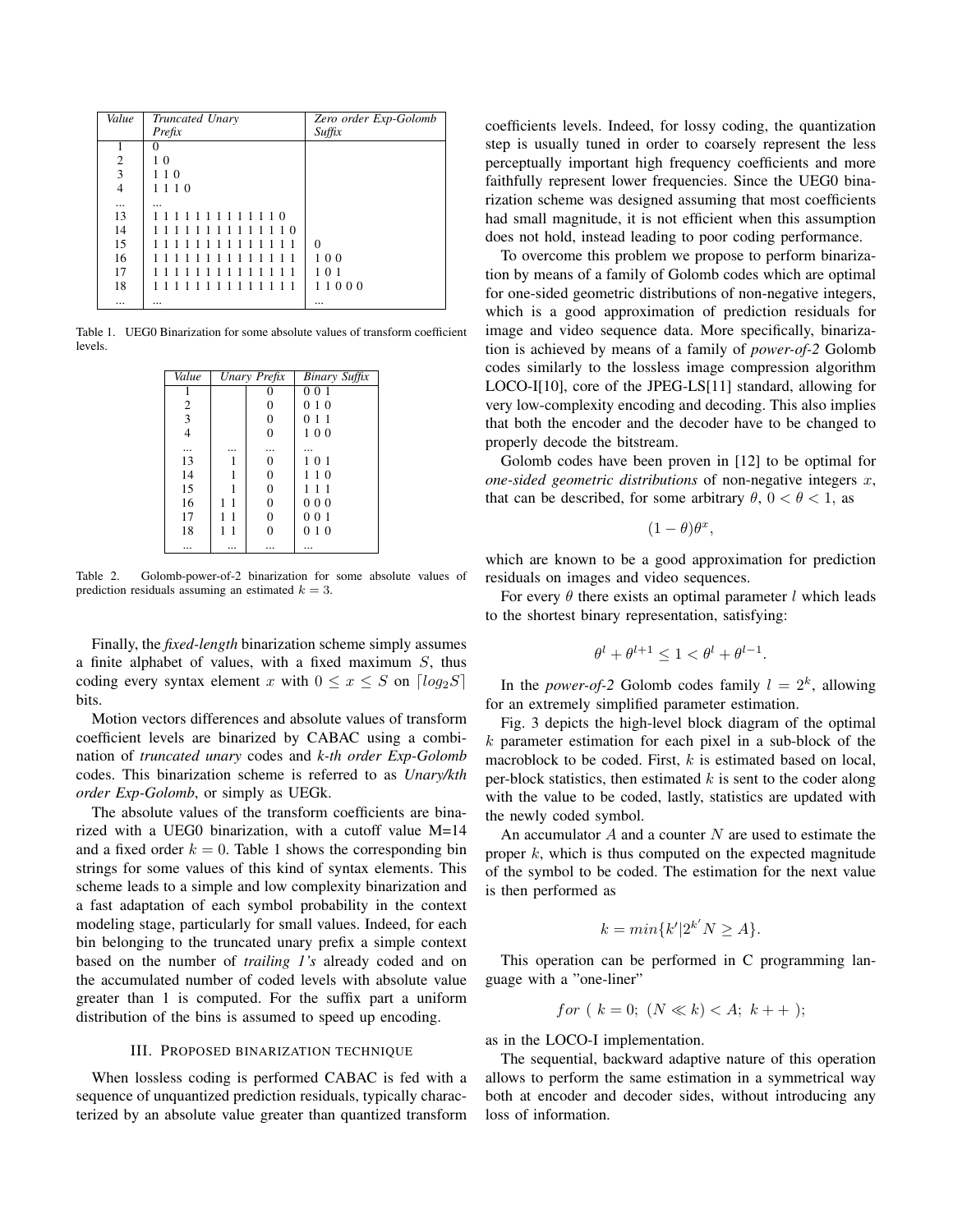| *Value* | *Truncated Unary Prefix* | *Zero order Exp-Golomb Suffix* |
|---|---|---|
| 1 | 0 | |
| 2 | 1 0 | |
| 3 | 1 1 0 | |
| 4 | 1 1 1 0 | |
| ... | ... | |
| 13 | 1 1 1 1 1 1 1 1 1 1 1 1 0 | |
| 14 | 1 1 1 1 1 1 1 1 1 1 1 1 1 0 | |
| 15 | 1 1 1 1 1 1 1 1 1 1 1 1 1 1 | 0 |
| 16 | 1 1 1 1 1 1 1 1 1 1 1 1 1 1 | 1 0 0 |
| 17 | 1 1 1 1 1 1 1 1 1 1 1 1 1 1 | 1 0 1 |
| 18 | 1 1 1 1 1 1 1 1 1 1 1 1 1 1 | 1 1 0 0 0 |
| ... | ... | ... |

Table 1. UEG0 Binarization for some absolute values of transform coefficient levels.

| *Value* | *Unary Prefix* | | *Binary Suffix* |
|---|---|---|---|
| 1 | | 0 | 0 0 1 |
| 2 | | 0 | 0 1 0 |
| 3 | | 0 | 0 1 1 |
| 4 | | 0 | 1 0 0 |
| ... | ... | ... | ... |
| 13 | 1 | 0 | 1 0 1 |
| 14 | 1 | 0 | 1 1 0 |
| 15 | 1 | 0 | 1 1 1 |
| 16 | 1 1 | 0 | 0 0 0 |
| 17 | 1 1 | 0 | 0 0 1 |
| 18 | 1 1 | 0 | 0 1 0 |
| ... | ... | ... | ... |

Table 2. Golomb-power-of-2 binarization for some absolute values of prediction residuals assuming an estimated $k = 3$.

Finally, the *fixed-length* binarization scheme simply assumes a finite alphabet of values, with a fixed maximum $S$, thus coding every syntax element $x$ with $0 \leq x \leq S$ on $\lceil log_2 S \rceil$ bits.

Motion vectors differences and absolute values of transform coefficient levels are binarized by CABAC using a combination of *truncated unary* codes and *k-th order Exp-Golomb* codes. This binarization scheme is referred to as *Unary/kth order Exp-Golomb*, or simply as UEGk.

The absolute values of the transform coefficients are binarized with a UEG0 binarization, with a cutoff value M=14 and a fixed order $k = 0$. Table 1 shows the corresponding bin strings for some values of this kind of syntax elements. This scheme leads to a simple and low complexity binarization and a fast adaptation of each symbol probability in the context modeling stage, particularly for small values. Indeed, for each bin belonging to the truncated unary prefix a simple context based on the number of *trailing 1's* already coded and on the accumulated number of coded levels with absolute value greater than 1 is computed. For the suffix part a uniform distribution of the bins is assumed to speed up encoding.

## III. Proposed binarization technique

When lossless coding is performed CABAC is fed with a sequence of unquantized prediction residuals, typically characterized by an absolute value greater than quantized transform coefficients levels. Indeed, for lossy coding, the quantization step is usually tuned in order to coarsely represent the less perceptually important high frequency coefficients and more faithfully represent lower frequencies. Since the UEG0 binarization scheme was designed assuming that most coefficients had small magnitude, it is not efficient when this assumption does not hold, instead leading to poor coding performance.

To overcome this problem we propose to perform binarization by means of a family of Golomb codes which are optimal for one-sided geometric distributions of non-negative integers, which is a good approximation of prediction residuals for image and video sequence data. More specifically, binarization is achieved by means of a family of *power-of-2* Golomb codes similarly to the lossless image compression algorithm LOCO-I[10], core of the JPEG-LS[11] standard, allowing for very low-complexity encoding and decoding. This also implies that both the encoder and the decoder have to be changed to properly decode the bitstream.

Golomb codes have been proven in [12] to be optimal for *one-sided geometric distributions* of non-negative integers $x$, that can be described, for some arbitrary $\theta$, $0 < \theta < 1$, as

$$(1 - \theta)\theta^x,$$

which are known to be a good approximation for prediction residuals on images and video sequences.

For every $\theta$ there exists an optimal parameter $l$ which leads to the shortest binary representation, satisfying:

$$\theta^l + \theta^{l+1} \leq 1 < \theta^l + \theta^{l-1}.$$

In the *power-of-2* Golomb codes family $l = 2^k$, allowing for an extremely simplified parameter estimation.

Fig. 3 depicts the high-level block diagram of the optimal $k$ parameter estimation for each pixel in a sub-block of the macroblock to be coded. First, $k$ is estimated based on local, per-block statistics, then estimated $k$ is sent to the coder along with the value to be coded, lastly, statistics are updated with the newly coded symbol.

An accumulator $A$ and a counter $N$ are used to estimate the proper $k$, which is thus computed on the expected magnitude of the symbol to be coded. The estimation for the next value is then performed as

$$k = min\{k' | 2^{k'} N \geq A\}.$$

This operation can be performed in C programming language with a "one-liner"

$$for\ (\ k = 0;\ (N \ll k) < A;\ k++\ );$$

as in the LOCO-I implementation.

The sequential, backward adaptive nature of this operation allows to perform the same estimation in a symmetrical way both at encoder and decoder sides, without introducing any loss of information.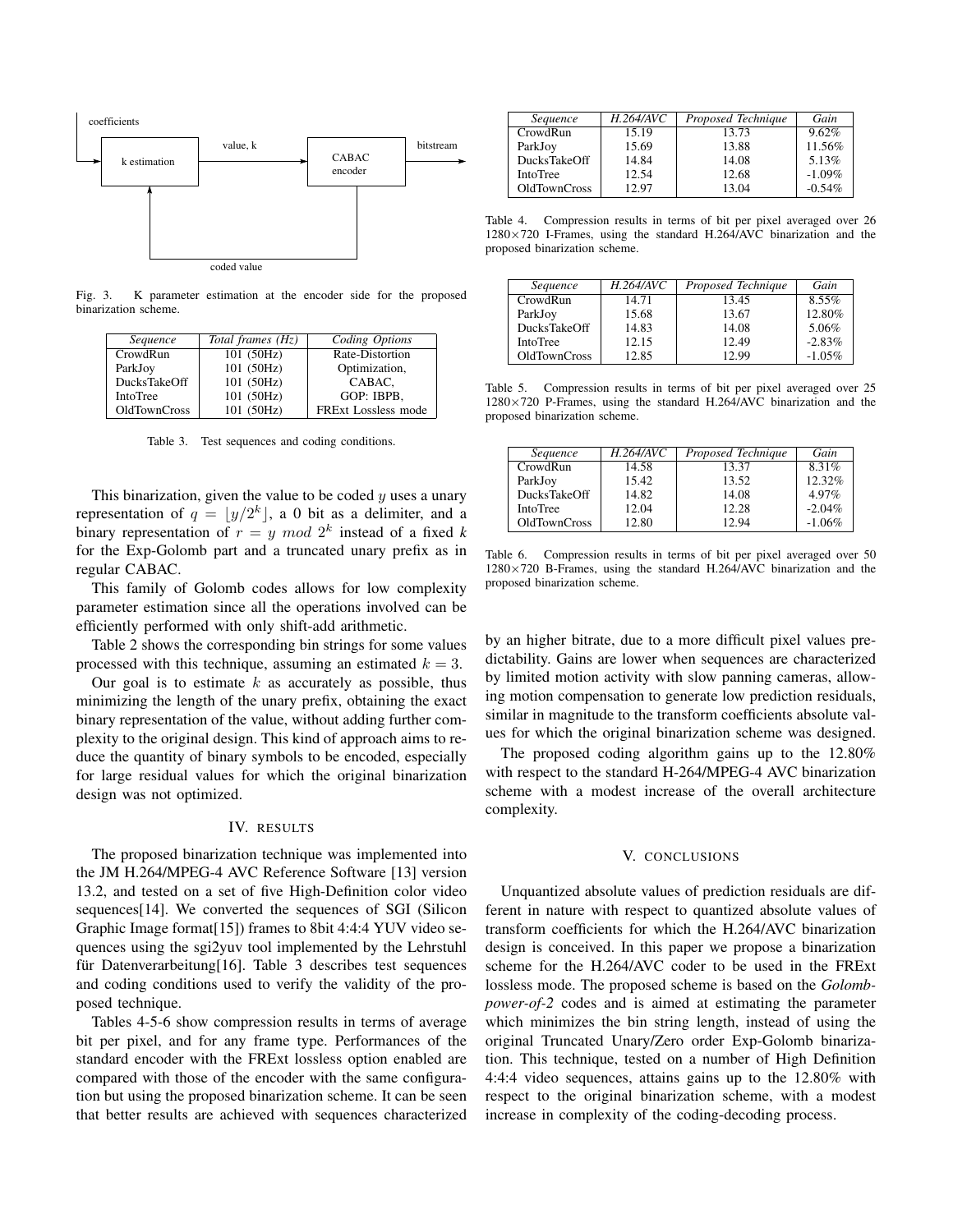Fig. 3. K parameter estimation at the encoder side for the proposed binarization scheme.

| *Sequence* | *Total frames (Hz)* | *Coding Options* |
|---|---|---|
| CrowdRun | 101 (50Hz) | Rate-Distortion |
| ParkJoy | 101 (50Hz) | Optimization, |
| DucksTakeOff | 101 (50Hz) | CABAC, |
| IntoTree | 101 (50Hz) | GOP: IBPB, |
| OldTownCross | 101 (50Hz) | FRExt Lossless mode |

Table 3. Test sequences and coding conditions.

This binarization, given the value to be coded $y$ uses a unary representation of $q = \lfloor y/2^k \rfloor$, a 0 bit as a delimiter, and a binary representation of $r = y \ mod \ 2^k$ instead of a fixed $k$ for the Exp-Golomb part and a truncated unary prefix as in regular CABAC.

This family of Golomb codes allows for low complexity parameter estimation since all the operations involved can be efficiently performed with only shift-add arithmetic.

Table 2 shows the corresponding bin strings for some values processed with this technique, assuming an estimated $k = 3$.

Our goal is to estimate $k$ as accurately as possible, thus minimizing the length of the unary prefix, obtaining the exact binary representation of the value, without adding further complexity to the original design. This kind of approach aims to reduce the quantity of binary symbols to be encoded, especially for large residual values for which the original binarization design was not optimized.

## IV. Results

The proposed binarization technique was implemented into the JM H.264/MPEG-4 AVC Reference Software [13] version 13.2, and tested on a set of five High-Definition color video sequences[14]. We converted the sequences of SGI (Silicon Graphic Image format[15]) frames to 8bit 4:4:4 YUV video sequences using the sgi2yuv tool implemented by the Lehrstuhl für Datenverarbeitung[16]. Table 3 describes test sequences and coding conditions used to verify the validity of the proposed technique.

Tables 4-5-6 show compression results in terms of average bit per pixel, and for any frame type. Performances of the standard encoder with the FRExt lossless option enabled are compared with those of the encoder with the same configuration but using the proposed binarization scheme. It can be seen that better results are achieved with sequences characterized by an higher bitrate, due to a more difficult pixel values predictability. Gains are lower when sequences are characterized by limited motion activity with slow panning cameras, allowing motion compensation to generate low prediction residuals, similar in magnitude to the transform coefficients absolute values for which the original binarization scheme was designed.

The proposed coding algorithm gains up to the 12.80% with respect to the standard H-264/MPEG-4 AVC binarization scheme with a modest increase of the overall architecture complexity.

| *Sequence* | *H.264/AVC* | *Proposed Technique* | *Gain* |
|---|---|---|---|
| CrowdRun | 15.19 | 13.73 | 9.62% |
| ParkJoy | 15.69 | 13.88 | 11.56% |
| DucksTakeOff | 14.84 | 14.08 | 5.13% |
| IntoTree | 12.54 | 12.68 | -1.09% |
| OldTownCross | 12.97 | 13.04 | -0.54% |

Table 4. Compression results in terms of bit per pixel averaged over 26 1280×720 I-Frames, using the standard H.264/AVC binarization and the proposed binarization scheme.

| *Sequence* | *H.264/AVC* | *Proposed Technique* | *Gain* |
|---|---|---|---|
| CrowdRun | 14.71 | 13.45 | 8.55% |
| ParkJoy | 15.68 | 13.67 | 12.80% |
| DucksTakeOff | 14.83 | 14.08 | 5.06% |
| IntoTree | 12.15 | 12.49 | -2.83% |
| OldTownCross | 12.85 | 12.99 | -1.05% |

Table 5. Compression results in terms of bit per pixel averaged over 25 1280×720 P-Frames, using the standard H.264/AVC binarization and the proposed binarization scheme.

| *Sequence* | *H.264/AVC* | *Proposed Technique* | *Gain* |
|---|---|---|---|
| CrowdRun | 14.58 | 13.37 | 8.31% |
| ParkJoy | 15.42 | 13.52 | 12.32% |
| DucksTakeOff | 14.82 | 14.08 | 4.97% |
| IntoTree | 12.04 | 12.28 | -2.04% |
| OldTownCross | 12.80 | 12.94 | -1.06% |

Table 6. Compression results in terms of bit per pixel averaged over 50 1280×720 B-Frames, using the standard H.264/AVC binarization and the proposed binarization scheme.

## V. Conclusions

Unquantized absolute values of prediction residuals are different in nature with respect to quantized absolute values of transform coefficients for which the H.264/AVC binarization design is conceived. In this paper we propose a binarization scheme for the H.264/AVC coder to be used in the FRExt lossless mode. The proposed scheme is based on the *Golomb-power-of-2* codes and is aimed at estimating the parameter which minimizes the bin string length, instead of using the original Truncated Unary/Zero order Exp-Golomb binarization. This technique, tested on a number of High Definition 4:4:4 video sequences, attains gains up to the 12.80% with respect to the original binarization scheme, with a modest increase in complexity of the coding-decoding process.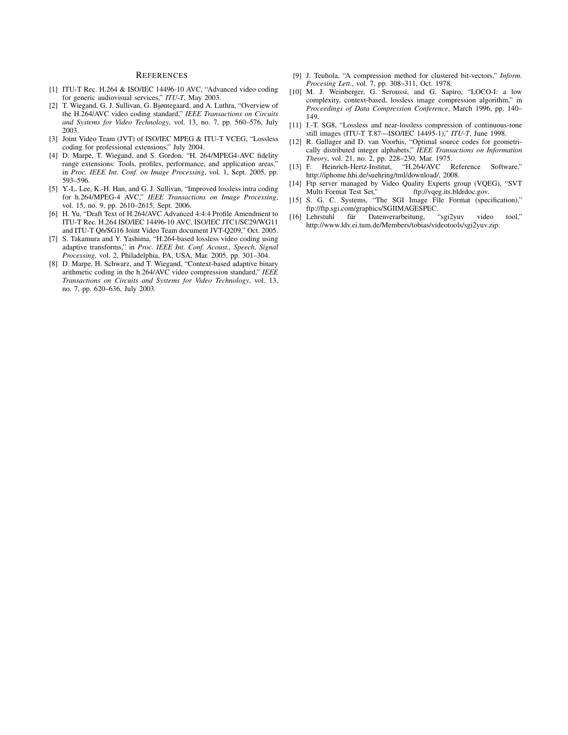## REFERENCES

[1] ITU-T Rec. H.264 & ISO/IEC 14496-10 AVC, "Advanced video coding for generic audiovisual services," *ITU-T*, May 2003.

[2] T. Wiegand, G. J. Sullivan, G. Bjøntegaard, and A. Luthra, "Overview of the H.264/AVC video coding standard," *IEEE Transactions on Circuits and Systems for Video Technology*, vol. 13, no. 7, pp. 560–576, July 2003.

[3] Joint Video Team (JVT) of ISO/IEC MPEG & ITU-T VCEG, "Lossless coding for professional extensions," July 2004.

[4] D. Marpe, T. Wiegand, and S. Gordon, "H. 264/MPEG4-AVC fidelity range extensions: Tools, profiles, performance, and application areas," in *Proc. IEEE Int. Conf. on Image Processing*, vol. 1, Sept. 2005, pp. 593–596.

[5] Y.-L. Lee, K.-H. Han, and G. J. Sullivan, "Improved lossless intra coding for h.264/MPEG-4 AVC," *IEEE Transactions on Image Processing*, vol. 15, no. 9, pp. 2610–2615, Sept. 2006.

[6] H. Yu, "Draft Text of H.264/AVC Advanced 4:4:4 Profile Amendment to ITU-T Rec. H.264 ISO/IEC 14496-10 AVC, ISO/IEC JTC1/SC29/WG11 and ITU-T Q6/SG16 Joint Video Team document JVT-Q209," Oct. 2005.

[7] S. Takamura and Y. Yashima, "H.264-based lossless video coding using adaptive transforms," in *Proc. IEEE Int. Conf. Acoust., Speech, Signal Processing*, vol. 2, Philadelphia, PA, USA, Mar. 2005, pp. 301–304.

[8] D. Marpe, H. Schwarz, and T. Wiegand, "Context-based adaptive binary arithmetic coding in the h.264/AVC video compression standard," *IEEE Transactions on Circuits and Systems for Video Technology*, vol. 13, no. 7, pp. 620–636, July 2003.

[9] J. Teuhola, "A compression method for clustered bit-vectors," *Inform. Procesing Lett.*, vol. 7, pp. 308–311, Oct. 1978.

[10] M. J. Weinberger, G. Seroussi, and G. Sapiro, "LOCO-I: a low complexity, context-based, lossless image compression algorithm," in *Proceedings of Data Compression Conference*, March 1996, pp. 140–149.

[11] I.-T. SG8, "Lossless and near-lossless compression of continuous-tone still images (ITU-T T.87—ISO/IEC 14495-1)," *ITU-T*, June 1998.

[12] R. Gallager and D. van Voorhis, "Optimal source codes for geometrically distributed integer alphabets," *IEEE Transactions on Information Theory*, vol. 21, no. 2, pp. 228–230, Mar. 1975.

[13] F. Heinrich-Hertz-Institut, "H.264/AVC Reference Software," http://iphome.hhi.de/suehring/tml/download/, 2008.

[14] Ftp server managed by Video Quality Experts group (VQEG), "SVT Multi Format Test Set," ftp://vqeg.its.bldrdoc.gov.

[15] S. G. C. Systems, "The SGI Image File Format (specification)," ftp://ftp.sgi.com/graphics/SGIIMAGESPEC.

[16] Lehrstuhl für Datenverarbeitung, "sgi2yuv video tool," http://www.ldv.ei.tum.de/Members/tobias/videotools/sgi2yuv.zip.